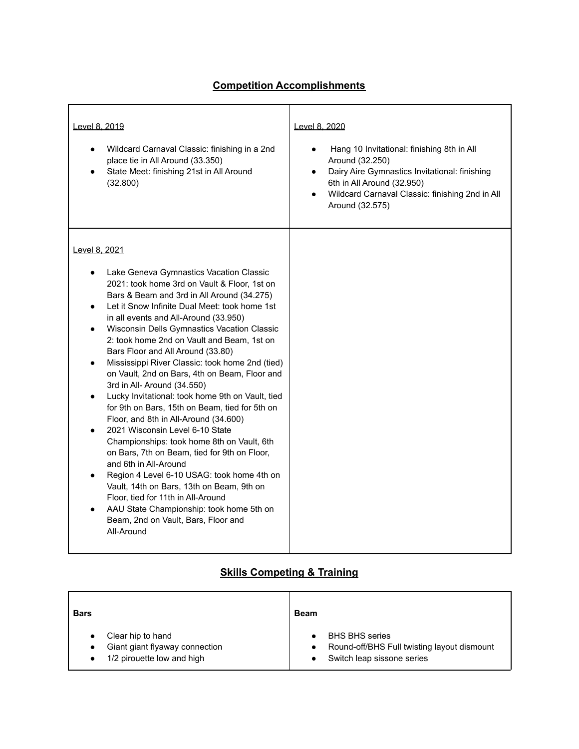## **Competition Accomplishments**

| <u>Level 8, 2019</u><br><br>• Wildcard Carnaval Classic: finishing in a 2nd place tie in All Around (33.350)<br>• State Meet: finishing 21st in All Around (32.800) | <u>Level 8, 2020</u><br><br>• Hang 10 Invitational: finishing 8th in All Around (32.250)<br>• Dairy Aire Gymnastics Invitational: finishing 6th in All Around (32.950)<br>• Wildcard Carnaval Classic: finishing 2nd in All Around (32.575) |
|---|---|
| <u>Level 8, 2021</u><br><br>• Lake Geneva Gymnastics Vacation Classic 2021: took home 3rd on Vault & Floor, 1st on Bars & Beam and 3rd in All Around (34.275)<br>• Let it Snow Infinite Dual Meet: took home 1st in all events and All-Around (33.950)<br>• Wisconsin Dells Gymnastics Vacation Classic 2: took home 2nd on Vault and Beam, 1st on Bars Floor and All Around (33.80)<br>• Mississippi River Classic: took home 2nd (tied) on Vault, 2nd on Bars, 4th on Beam, Floor and 3rd in All- Around (34.550)<br>• Lucky Invitational: took home 9th on Vault, tied for 9th on Bars, 15th on Beam, tied for 5th on Floor, and 8th in All-Around (34.600)<br>• 2021 Wisconsin Level 6-10 State Championships: took home 8th on Vault, 6th on Bars, 7th on Beam, tied for 9th on Floor, and 6th in All-Around<br>• Region 4 Level 6-10 USAG: took home 4th on Vault, 14th on Bars, 13th on Beam, 9th on Floor, tied for 11th in All-Around<br>• AAU State Championship: took home 5th on Beam, 2nd on Vault, Bars, Floor and All-Around | |

## **Skills Competing & Training**

| **Bars**<br><br>• Clear hip to hand<br>• Giant giant flyaway connection<br>• 1/2 pirouette low and high | **Beam**<br><br>• BHS BHS series<br>• Round-off/BHS Full twisting layout dismount<br>• Switch leap sissone series |
|---|---|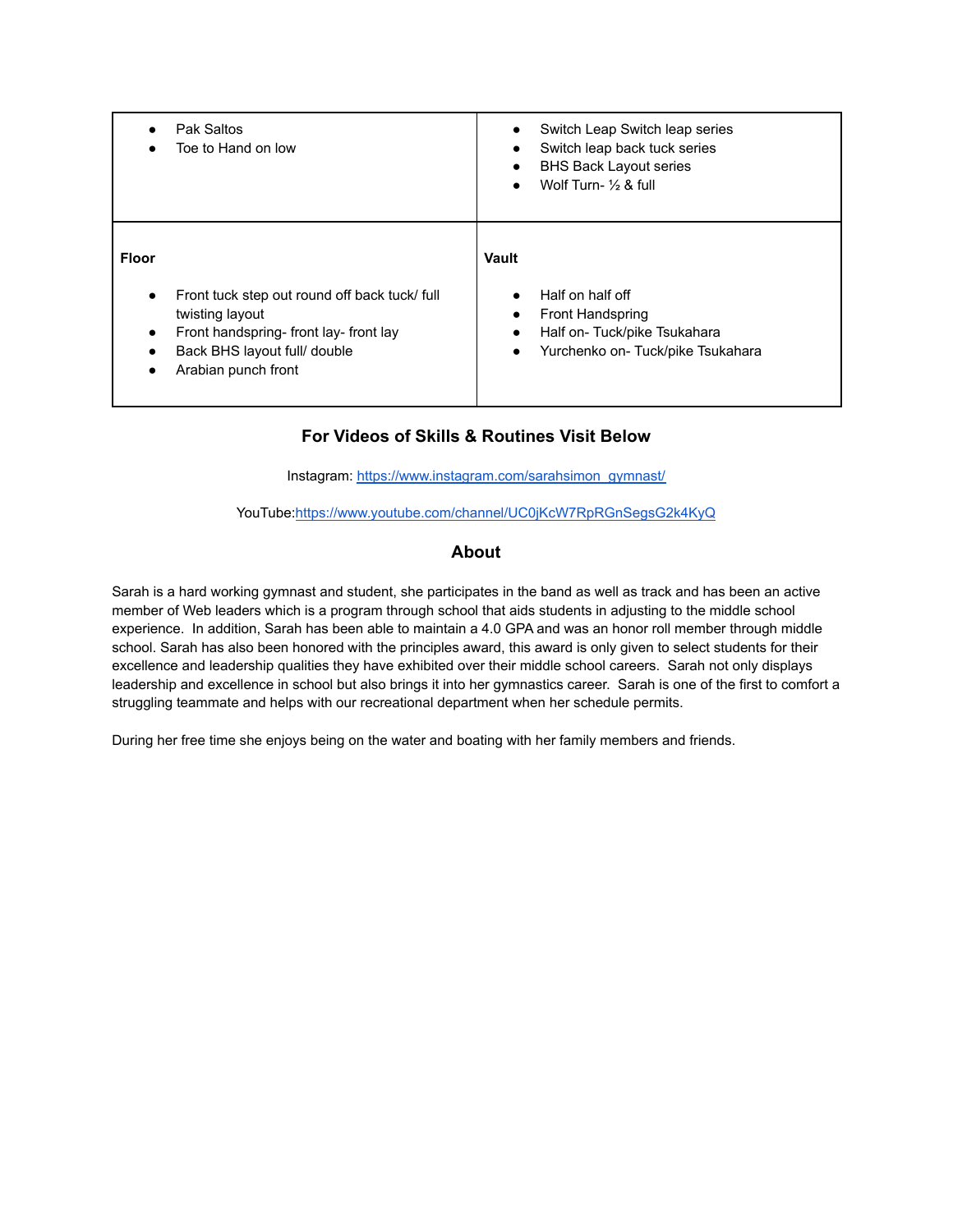| | |
|---|---|
| • Pak Saltos<br>• Toe to Hand on low | • Switch Leap Switch leap series<br>• Switch leap back tuck series<br>• BHS Back Layout series<br>• Wolf Turn- ½ & full |
| **Floor**<br><br>• Front tuck step out round off back tuck/ full twisting layout<br>• Front handspring- front lay- front lay<br>• Back BHS layout full/ double<br>• Arabian punch front | **Vault**<br><br>• Half on half off<br>• Front Handspring<br>• Half on- Tuck/pike Tsukahara<br>• Yurchenko on- Tuck/pike Tsukahara |

### For Videos of Skills & Routines Visit Below

Instagram: https://www.instagram.com/sarahsimon_gymnast/

YouTube:https://www.youtube.com/channel/UC0jKcW7RpRGnSegsG2k4KyQ

## About

Sarah is a hard working gymnast and student, she participates in the band as well as track and has been an active member of Web leaders which is a program through school that aids students in adjusting to the middle school experience. In addition, Sarah has been able to maintain a 4.0 GPA and was an honor roll member through middle school. Sarah has also been honored with the principles award, this award is only given to select students for their excellence and leadership qualities they have exhibited over their middle school careers. Sarah not only displays leadership and excellence in school but also brings it into her gymnastics career. Sarah is one of the first to comfort a struggling teammate and helps with our recreational department when her schedule permits.

During her free time she enjoys being on the water and boating with her family members and friends.